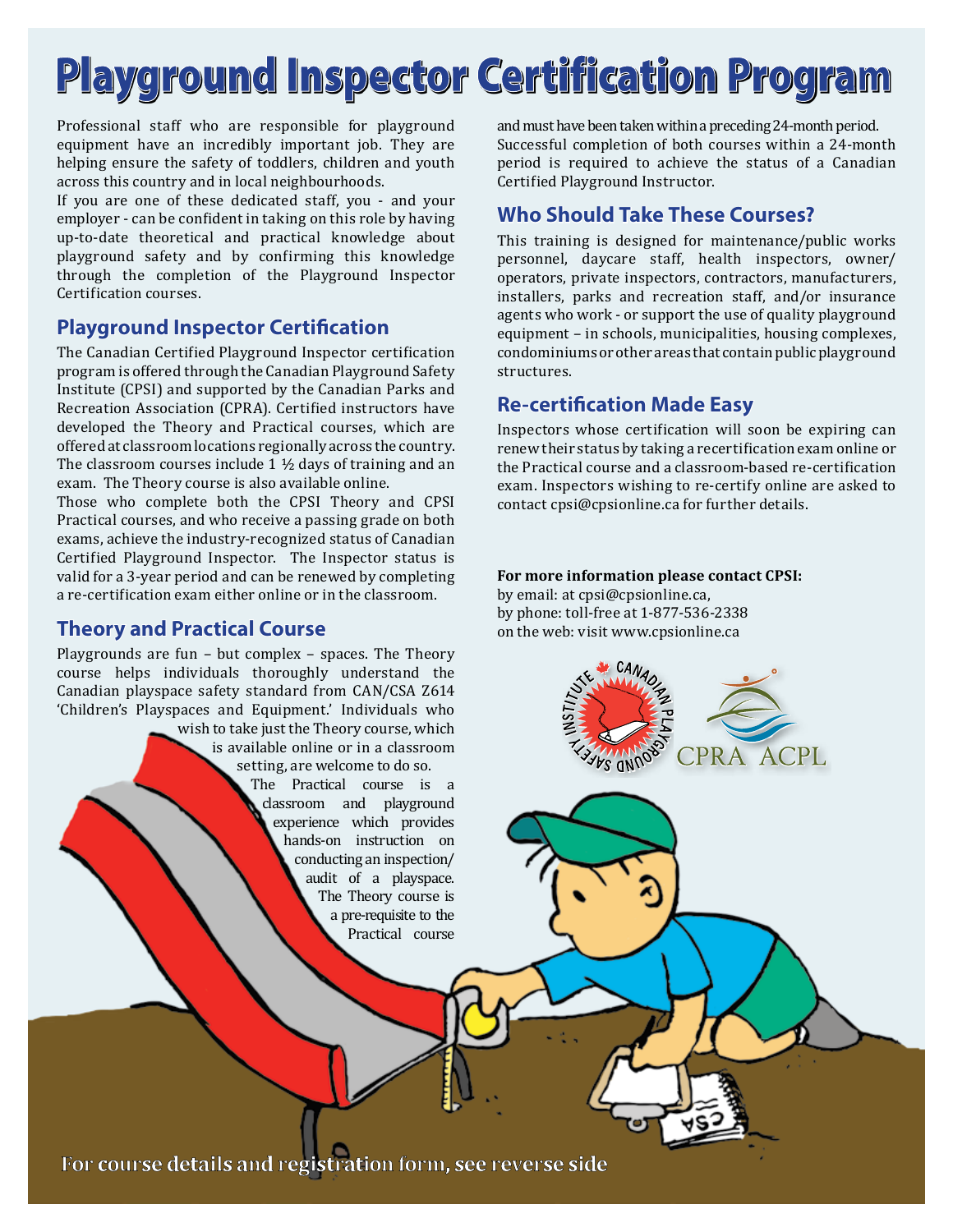# Playground Inspector Certification Program

Professional staff who are responsible for playground equipment have an incredibly important job. They are helping ensure the safety of toddlers, children and youth across this country and in local neighbourhoods.

If you are one of these dedicated staff, you - and your employer - can be confident in taking on this role by having up-to-date theoretical and practical knowledge about playground safety and by confirming this knowledge through the completion of the Playground Inspector Certification courses.

## Playground Inspector Certification

The Canadian Certified Playground Inspector certification program is offered through the Canadian Playground Safety Institute (CPSI) and supported by the Canadian Parks and Recreation Association (CPRA). Certified instructors have developed the Theory and Practical courses, which are offered at classroom locations regionally across the country. The classroom courses include 1 ½ days of training and an exam. The Theory course is also available online.

Those who complete both the CPSI Theory and CPSI Practical courses, and who receive a passing grade on both exams, achieve the industry-recognized status of Canadian Certified Playground Inspector. The Inspector status is valid for a 3-year period and can be renewed by completing a re-certification exam either online or in the classroom.

## Theory and Practical Course

Playgrounds are fun – but complex – spaces. The Theory course helps individuals thoroughly understand the Canadian playspace safety standard from CAN/CSA Z614 'Children's Playspaces and Equipment.' Individuals who wish to take just the Theory course, which is available online or in a classroom setting, are welcome to do so.

The Practical course is a classroom and playground experience which provides hands-on instruction on conducting an inspection/audit of a playspace. The Theory course is a pre-requisite to the Practical course and must have been taken within a preceding 24-month period. Successful completion of both courses within a 24-month period is required to achieve the status of a Canadian Certified Playground Instructor.

## Who Should Take These Courses?

This training is designed for maintenance/public works personnel, daycare staff, health inspectors, owner/operators, private inspectors, contractors, manufacturers, installers, parks and recreation staff, and/or insurance agents who work - or support the use of quality playground equipment – in schools, municipalities, housing complexes, condominiums or other areas that contain public playground structures.

## Re-certification Made Easy

Inspectors whose certification will soon be expiring can renew their status by taking a recertification exam online or the Practical course and a classroom-based re-certification exam. Inspectors wishing to re-certify online are asked to contact cpsi@cpsionline.ca for further details.

**For more information please contact CPSI:**
by email: at cpsi@cpsionline.ca,
by phone: toll-free at 1-877-536-2338
on the web: visit www.cpsionline.ca

**For course details and registration form, see reverse side**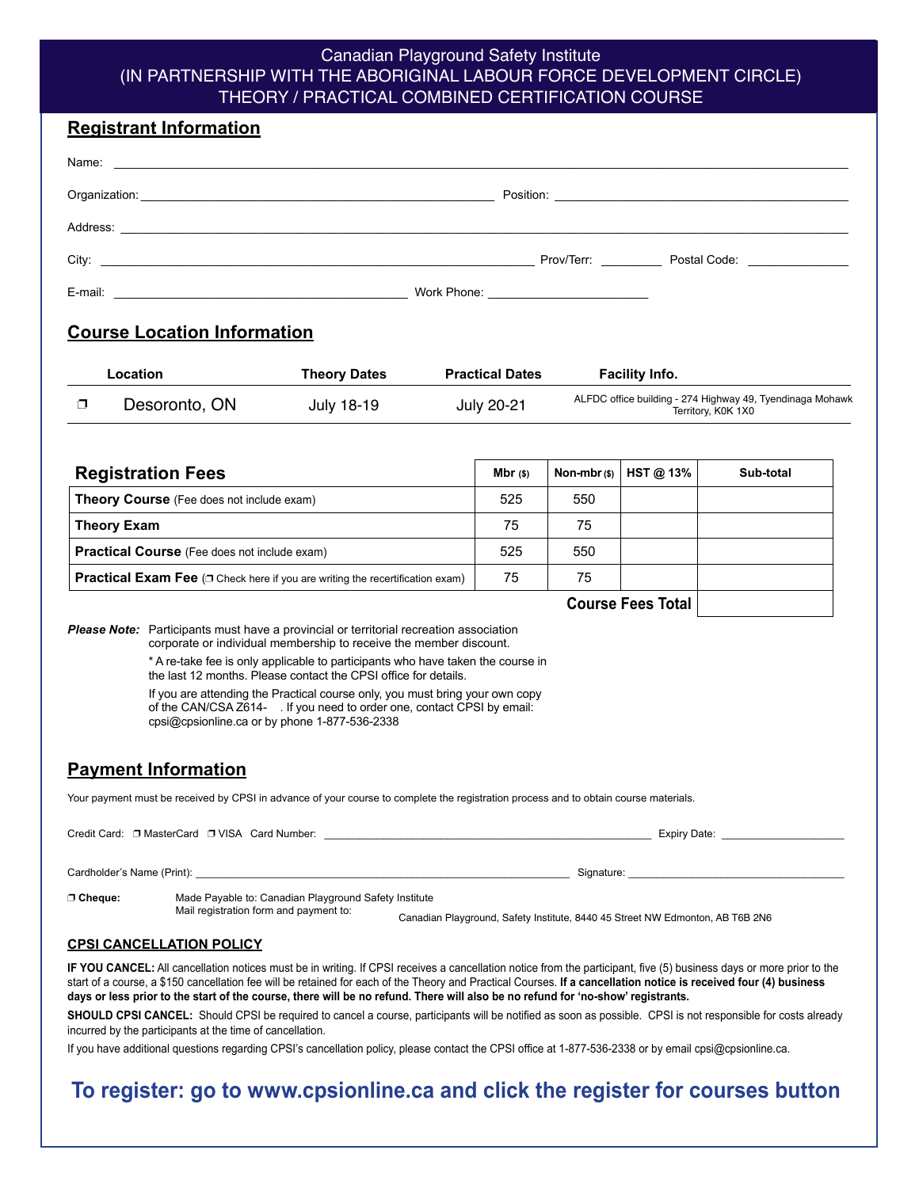# Canadian Playground Safety Institute
# (IN PARTNERSHIP WITH THE ABORIGINAL LABOUR FORCE DEVELOPMENT CIRCLE)
# THEORY / PRACTICAL COMBINED CERTIFICATION COURSE

## Registrant Information

Name: ______________________________________________

Organization: ______________________ Position: ______________________

Address: ______________________________________________

City: ______________________ Prov/Terr: ________ Postal Code: ____________

E-mail: ______________________ Work Phone: ______________________

## Course Location Information

| | Location | Theory Dates | Practical Dates | Facility Info. |
|---|---|---|---|---|
| ❐ | Desoronto, ON | July 18-19 | July 20-21 | ALFDC office building - 274 Highway 49, Tyendinaga Mohawk Territory, K0K 1X0 |

| Registration Fees | Mbr ($) | Non-mbr ($) | HST @ 13% | Sub-total |
|---|---|---|---|---|
| **Theory Course** (Fee does not include exam) | 525 | 550 | | |
| **Theory Exam** | 75 | 75 | | |
| **Practical Course** (Fee does not include exam) | 525 | 550 | | |
| **Practical Exam Fee** (❐ Check here if you are writing the recertification exam) | 75 | 75 | | |
| | | | **Course Fees Total** | |

***Please Note:*** Participants must have a provincial or territorial recreation association corporate or individual membership to receive the member discount.

\* A re-take fee is only applicable to participants who have taken the course in the last 12 months. Please contact the CPSI office for details.

If you are attending the Practical course only, you must bring your own copy of the CAN/CSA Z614- . If you need to order one, contact CPSI by email: cpsi@cpsionline.ca or by phone 1-877-536-2338

## Payment Information

Your payment must be received by CPSI in advance of your course to complete the registration process and to obtain course materials.

Credit Card: ❐ MasterCard ❐ VISA Card Number: ______________________ Expiry Date: ____________

Cardholder's Name (Print): ______________________ Signature: ______________________

**❐ Cheque:** Made Payable to: Canadian Playground Safety Institute
Mail registration form and payment to: Canadian Playground, Safety Institute, 8440 45 Street NW Edmonton, AB T6B 2N6

### CPSI CANCELLATION POLICY

**IF YOU CANCEL:** All cancellation notices must be in writing. If CPSI receives a cancellation notice from the participant, five (5) business days or more prior to the start of a course, a $150 cancellation fee will be retained for each of the Theory and Practical Courses. **If a cancellation notice is received four (4) business days or less prior to the start of the course, there will be no refund. There will also be no refund for 'no-show' registrants.**

**SHOULD CPSI CANCEL:** Should CPSI be required to cancel a course, participants will be notified as soon as possible. CPSI is not responsible for costs already incurred by the participants at the time of cancellation.

If you have additional questions regarding CPSI's cancellation policy, please contact the CPSI office at 1-877-536-2338 or by email cpsi@cpsionline.ca.

## To register: go to www.cpsionline.ca and click the register for courses button